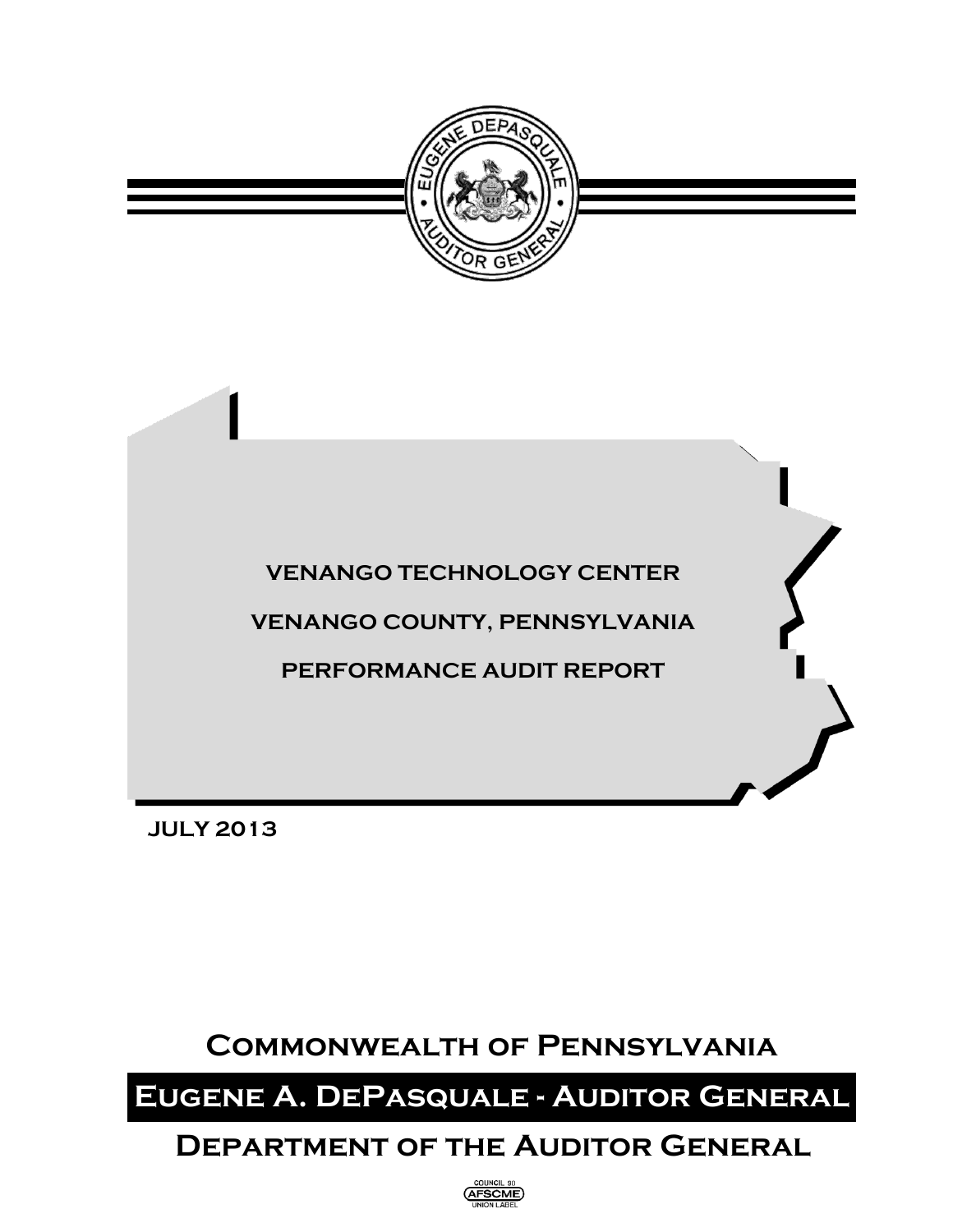# VENANGO TECHNOLOGY CENTER

# VENANGO COUNTY, PENNSYLVANIA

# PERFORMANCE AUDIT REPORT

**JULY 2013**

## Commonwealth of Pennsylvania

## Eugene A. DePasquale - Auditor General

## Department of the Auditor General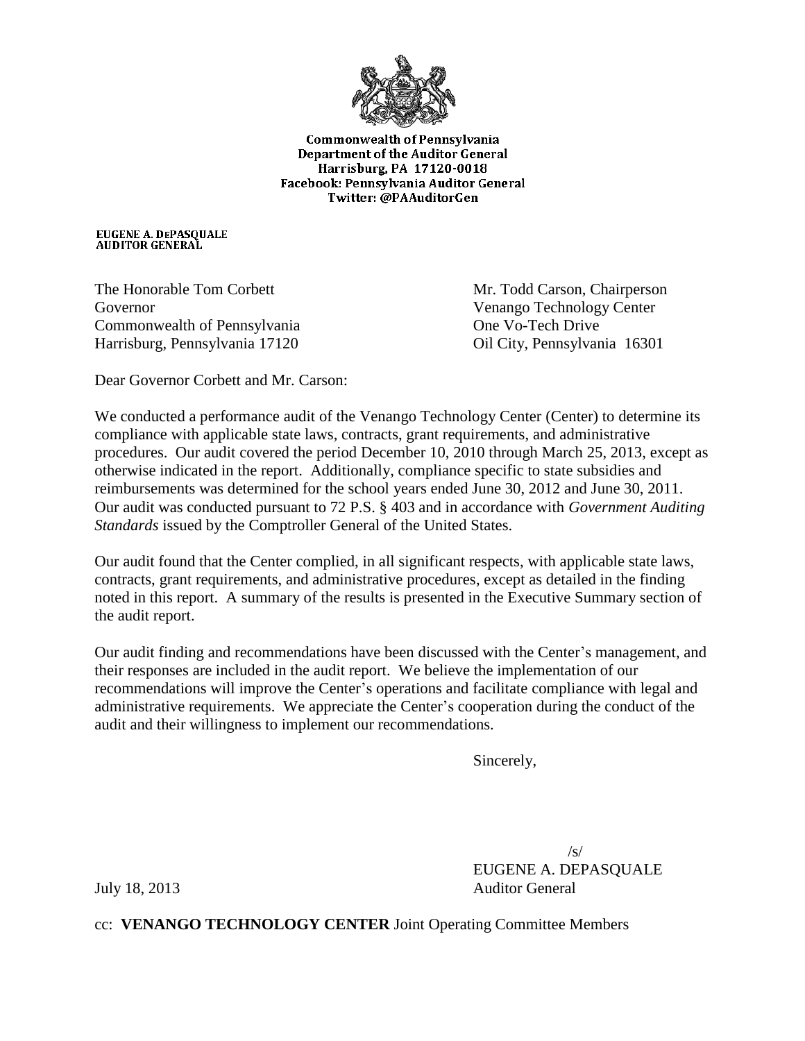Commonwealth of Pennsylvania
Department of the Auditor General
Harrisburg, PA 17120-0018
Facebook: Pennsylvania Auditor General
Twitter: @PAAuditorGen

EUGENE A. DePASQUALE
AUDITOR GENERAL

The Honorable Tom Corbett
Governor
Commonwealth of Pennsylvania
Harrisburg, Pennsylvania 17120

Mr. Todd Carson, Chairperson
Venango Technology Center
One Vo-Tech Drive
Oil City, Pennsylvania 16301

Dear Governor Corbett and Mr. Carson:

We conducted a performance audit of the Venango Technology Center (Center) to determine its compliance with applicable state laws, contracts, grant requirements, and administrative procedures. Our audit covered the period December 10, 2010 through March 25, 2013, except as otherwise indicated in the report. Additionally, compliance specific to state subsidies and reimbursements was determined for the school years ended June 30, 2012 and June 30, 2011. Our audit was conducted pursuant to 72 P.S. § 403 and in accordance with *Government Auditing Standards* issued by the Comptroller General of the United States.

Our audit found that the Center complied, in all significant respects, with applicable state laws, contracts, grant requirements, and administrative procedures, except as detailed in the finding noted in this report. A summary of the results is presented in the Executive Summary section of the audit report.

Our audit finding and recommendations have been discussed with the Center's management, and their responses are included in the audit report. We believe the implementation of our recommendations will improve the Center's operations and facilitate compliance with legal and administrative requirements. We appreciate the Center's cooperation during the conduct of the audit and their willingness to implement our recommendations.

Sincerely,

/s/
EUGENE A. DEPASQUALE
Auditor General

July 18, 2013

cc: **VENANGO TECHNOLOGY CENTER** Joint Operating Committee Members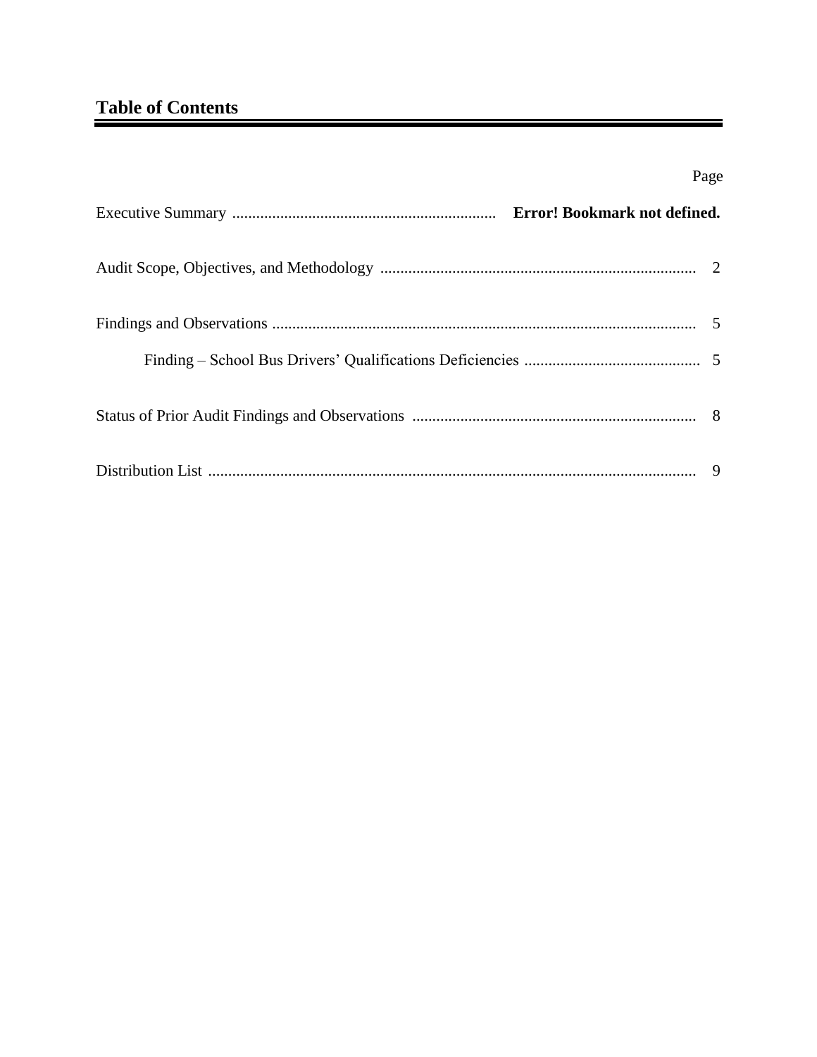## Table of Contents

| | Page |
|---|---|
| Executive Summary | **Error! Bookmark not defined.** |
| Audit Scope, Objectives, and Methodology | 2 |
| Findings and Observations | 5 |
| Finding – School Bus Drivers' Qualifications Deficiencies | 5 |
| Status of Prior Audit Findings and Observations | 8 |
| Distribution List | 9 |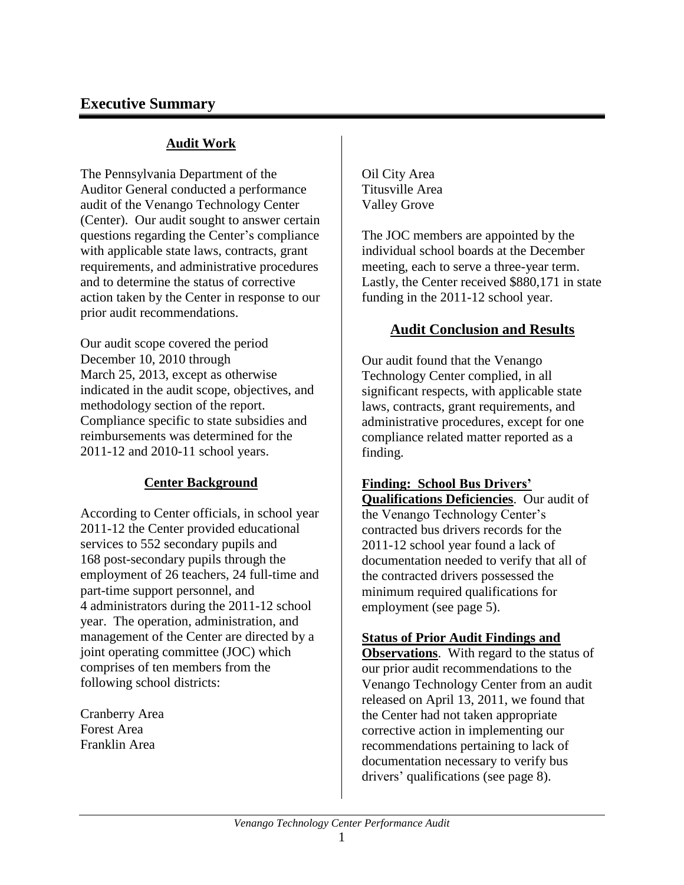# Executive Summary

## Audit Work

The Pennsylvania Department of the Auditor General conducted a performance audit of the Venango Technology Center (Center). Our audit sought to answer certain questions regarding the Center's compliance with applicable state laws, contracts, grant requirements, and administrative procedures and to determine the status of corrective action taken by the Center in response to our prior audit recommendations.

Our audit scope covered the period December 10, 2010 through March 25, 2013, except as otherwise indicated in the audit scope, objectives, and methodology section of the report. Compliance specific to state subsidies and reimbursements was determined for the 2011-12 and 2010-11 school years.

## Center Background

According to Center officials, in school year 2011-12 the Center provided educational services to 552 secondary pupils and 168 post-secondary pupils through the employment of 26 teachers, 24 full-time and part-time support personnel, and 4 administrators during the 2011-12 school year. The operation, administration, and management of the Center are directed by a joint operating committee (JOC) which comprises of ten members from the following school districts:

Cranberry Area
Forest Area
Franklin Area
Oil City Area
Titusville Area
Valley Grove

The JOC members are appointed by the individual school boards at the December meeting, each to serve a three-year term. Lastly, the Center received $880,171 in state funding in the 2011-12 school year.

## Audit Conclusion and Results

Our audit found that the Venango Technology Center complied, in all significant respects, with applicable state laws, contracts, grant requirements, and administrative procedures, except for one compliance related matter reported as a finding.

**Finding: School Bus Drivers' Qualifications Deficiencies**. Our audit of the Venango Technology Center's contracted bus drivers records for the 2011-12 school year found a lack of documentation needed to verify that all of the contracted drivers possessed the minimum required qualifications for employment (see page 5).

**Status of Prior Audit Findings and Observations**. With regard to the status of our prior audit recommendations to the Venango Technology Center from an audit released on April 13, 2011, we found that the Center had not taken appropriate corrective action in implementing our recommendations pertaining to lack of documentation necessary to verify bus drivers' qualifications (see page 8).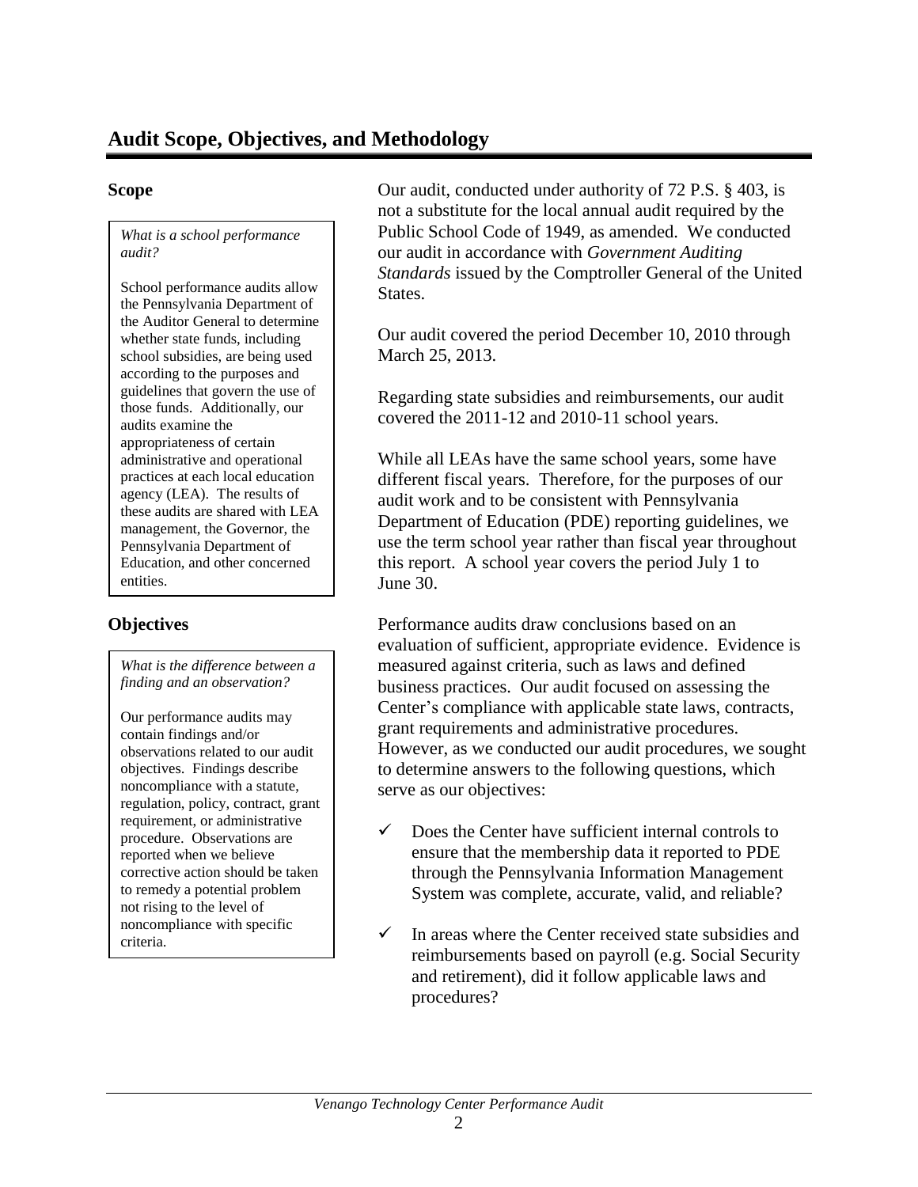## Audit Scope, Objectives, and Methodology

### Scope

> *What is a school performance audit?*
>
> School performance audits allow the Pennsylvania Department of the Auditor General to determine whether state funds, including school subsidies, are being used according to the purposes and guidelines that govern the use of those funds. Additionally, our audits examine the appropriateness of certain administrative and operational practices at each local education agency (LEA). The results of these audits are shared with LEA management, the Governor, the Pennsylvania Department of Education, and other concerned entities.

Our audit, conducted under authority of 72 P.S. § 403, is not a substitute for the local annual audit required by the Public School Code of 1949, as amended. We conducted our audit in accordance with *Government Auditing Standards* issued by the Comptroller General of the United States.

Our audit covered the period December 10, 2010 through March 25, 2013.

Regarding state subsidies and reimbursements, our audit covered the 2011-12 and 2010-11 school years.

While all LEAs have the same school years, some have different fiscal years. Therefore, for the purposes of our audit work and to be consistent with Pennsylvania Department of Education (PDE) reporting guidelines, we use the term school year rather than fiscal year throughout this report. A school year covers the period July 1 to June 30.

### Objectives

> *What is the difference between a finding and an observation?*
>
> Our performance audits may contain findings and/or observations related to our audit objectives. Findings describe noncompliance with a statute, regulation, policy, contract, grant requirement, or administrative procedure. Observations are reported when we believe corrective action should be taken to remedy a potential problem not rising to the level of noncompliance with specific criteria.

Performance audits draw conclusions based on an evaluation of sufficient, appropriate evidence. Evidence is measured against criteria, such as laws and defined business practices. Our audit focused on assessing the Center's compliance with applicable state laws, contracts, grant requirements and administrative procedures. However, as we conducted our audit procedures, we sought to determine answers to the following questions, which serve as our objectives:

- ✓ Does the Center have sufficient internal controls to ensure that the membership data it reported to PDE through the Pennsylvania Information Management System was complete, accurate, valid, and reliable?
- ✓ In areas where the Center received state subsidies and reimbursements based on payroll (e.g. Social Security and retirement), did it follow applicable laws and procedures?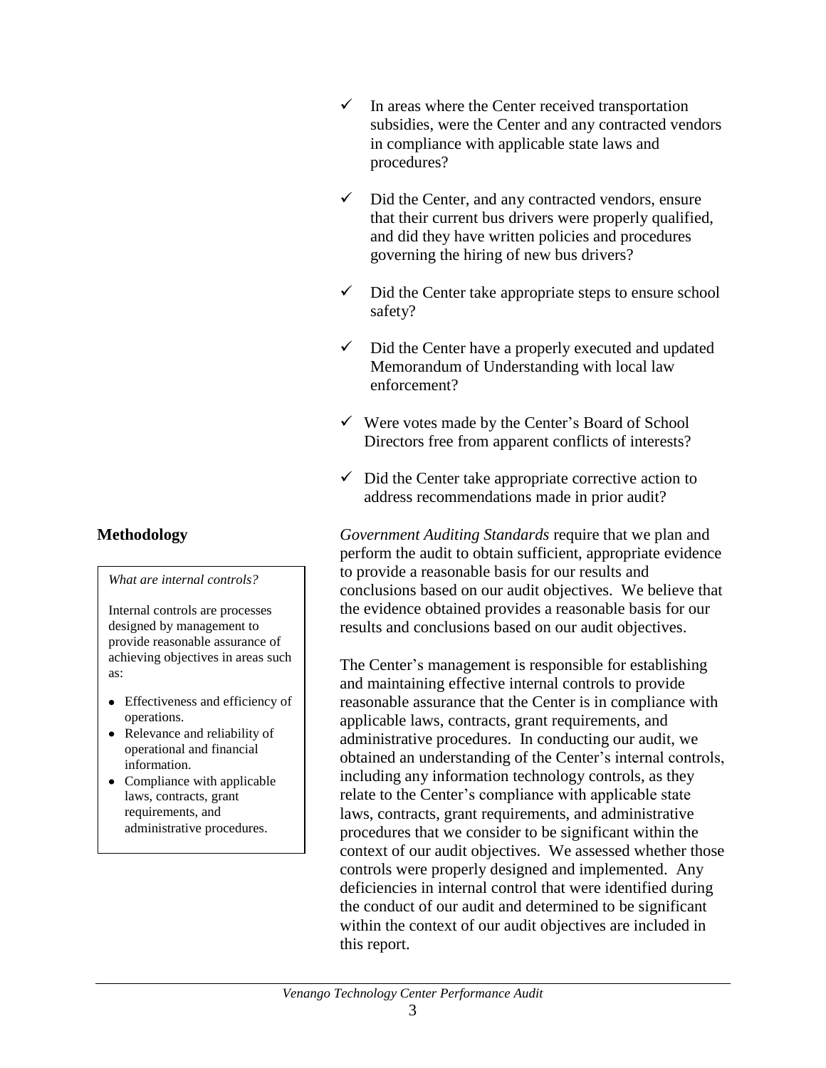- ✓ In areas where the Center received transportation subsidies, were the Center and any contracted vendors in compliance with applicable state laws and procedures?
- ✓ Did the Center, and any contracted vendors, ensure that their current bus drivers were properly qualified, and did they have written policies and procedures governing the hiring of new bus drivers?
- ✓ Did the Center take appropriate steps to ensure school safety?
- ✓ Did the Center have a properly executed and updated Memorandum of Understanding with local law enforcement?
- ✓ Were votes made by the Center's Board of School Directors free from apparent conflicts of interests?
- ✓ Did the Center take appropriate corrective action to address recommendations made in prior audit?

## Methodology

> *What are internal controls?*
>
> Internal controls are processes designed by management to provide reasonable assurance of achieving objectives in areas such as:
>
> - Effectiveness and efficiency of operations.
> - Relevance and reliability of operational and financial information.
> - Compliance with applicable laws, contracts, grant requirements, and administrative procedures.

*Government Auditing Standards* require that we plan and perform the audit to obtain sufficient, appropriate evidence to provide a reasonable basis for our results and conclusions based on our audit objectives. We believe that the evidence obtained provides a reasonable basis for our results and conclusions based on our audit objectives.

The Center's management is responsible for establishing and maintaining effective internal controls to provide reasonable assurance that the Center is in compliance with applicable laws, contracts, grant requirements, and administrative procedures. In conducting our audit, we obtained an understanding of the Center's internal controls, including any information technology controls, as they relate to the Center's compliance with applicable state laws, contracts, grant requirements, and administrative procedures that we consider to be significant within the context of our audit objectives. We assessed whether those controls were properly designed and implemented. Any deficiencies in internal control that were identified during the conduct of our audit and determined to be significant within the context of our audit objectives are included in this report.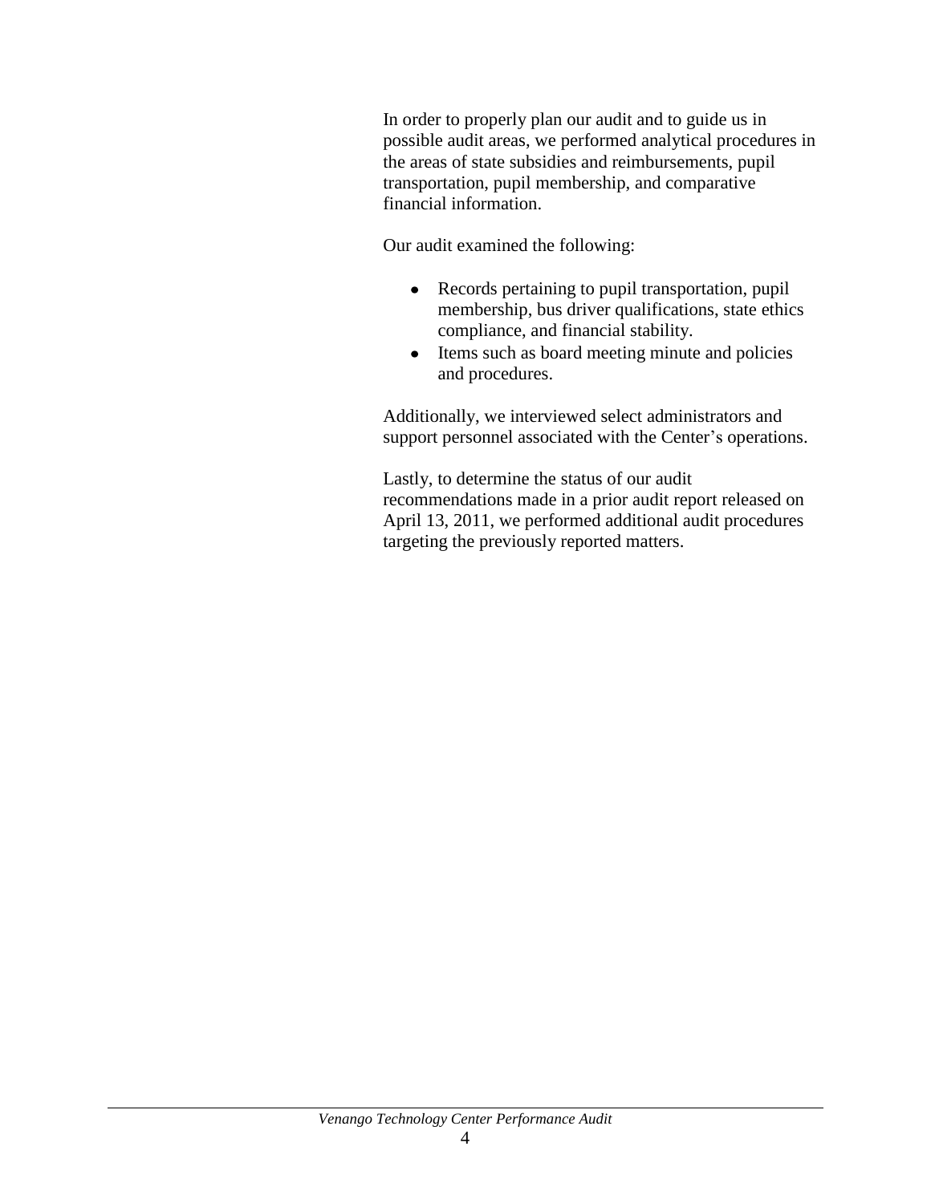In order to properly plan our audit and to guide us in possible audit areas, we performed analytical procedures in the areas of state subsidies and reimbursements, pupil transportation, pupil membership, and comparative financial information.

Our audit examined the following:

- Records pertaining to pupil transportation, pupil membership, bus driver qualifications, state ethics compliance, and financial stability.
- Items such as board meeting minute and policies and procedures.

Additionally, we interviewed select administrators and support personnel associated with the Center's operations.

Lastly, to determine the status of our audit recommendations made in a prior audit report released on April 13, 2011, we performed additional audit procedures targeting the previously reported matters.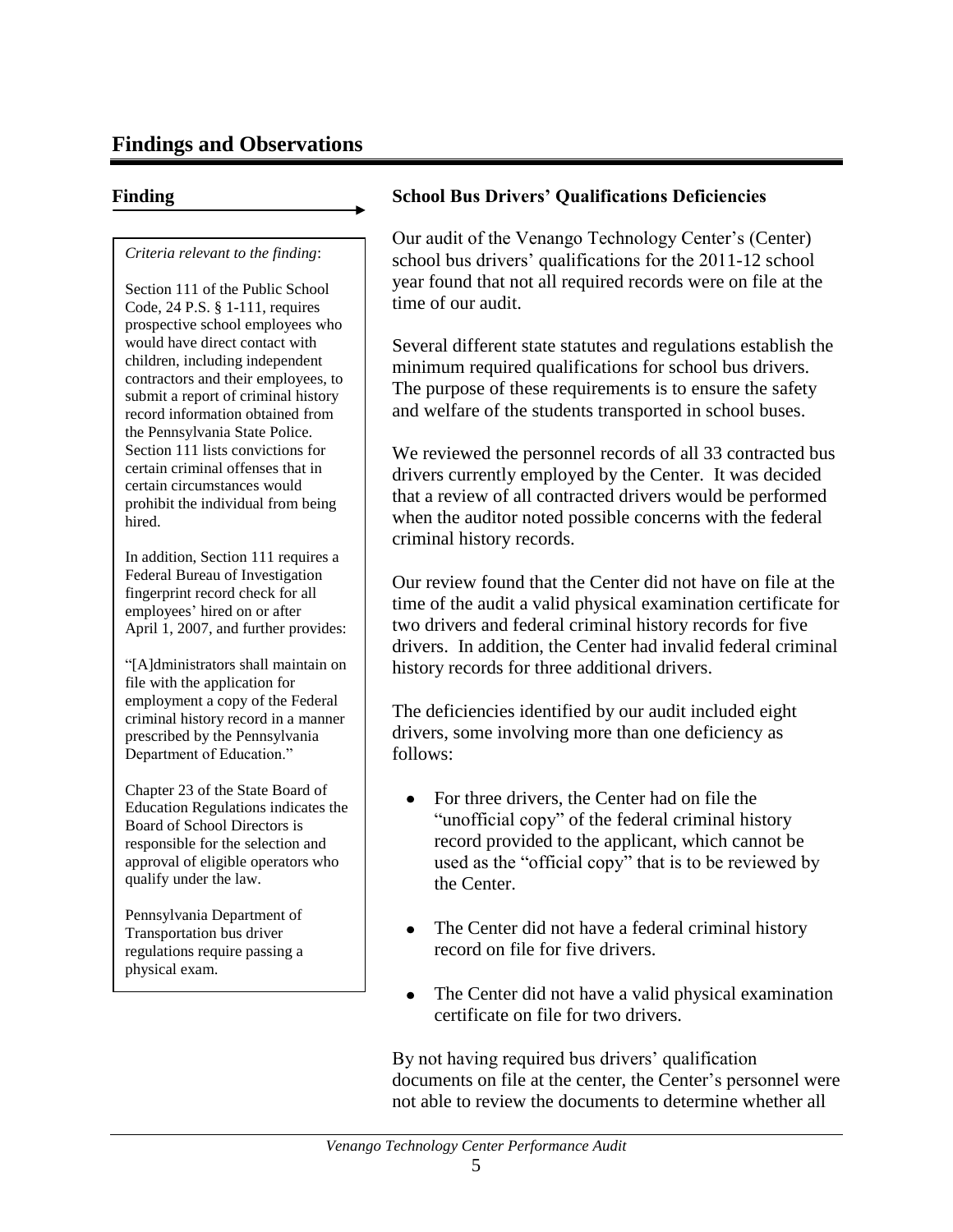## Findings and Observations

**Finding**

*Criteria relevant to the finding*:

Section 111 of the Public School Code, 24 P.S. § 1-111, requires prospective school employees who would have direct contact with children, including independent contractors and their employees, to submit a report of criminal history record information obtained from the Pennsylvania State Police. Section 111 lists convictions for certain criminal offenses that in certain circumstances would prohibit the individual from being hired.

In addition, Section 111 requires a Federal Bureau of Investigation fingerprint record check for all employees' hired on or after April 1, 2007, and further provides:

"[A]dministrators shall maintain on file with the application for employment a copy of the Federal criminal history record in a manner prescribed by the Pennsylvania Department of Education."

Chapter 23 of the State Board of Education Regulations indicates the Board of School Directors is responsible for the selection and approval of eligible operators who qualify under the law.

Pennsylvania Department of Transportation bus driver regulations require passing a physical exam.

### School Bus Drivers' Qualifications Deficiencies

Our audit of the Venango Technology Center's (Center) school bus drivers' qualifications for the 2011-12 school year found that not all required records were on file at the time of our audit.

Several different state statutes and regulations establish the minimum required qualifications for school bus drivers. The purpose of these requirements is to ensure the safety and welfare of the students transported in school buses.

We reviewed the personnel records of all 33 contracted bus drivers currently employed by the Center. It was decided that a review of all contracted drivers would be performed when the auditor noted possible concerns with the federal criminal history records.

Our review found that the Center did not have on file at the time of the audit a valid physical examination certificate for two drivers and federal criminal history records for five drivers. In addition, the Center had invalid federal criminal history records for three additional drivers.

The deficiencies identified by our audit included eight drivers, some involving more than one deficiency as follows:

- For three drivers, the Center had on file the "unofficial copy" of the federal criminal history record provided to the applicant, which cannot be used as the "official copy" that is to be reviewed by the Center.
- The Center did not have a federal criminal history record on file for five drivers.
- The Center did not have a valid physical examination certificate on file for two drivers.

By not having required bus drivers' qualification documents on file at the center, the Center's personnel were not able to review the documents to determine whether all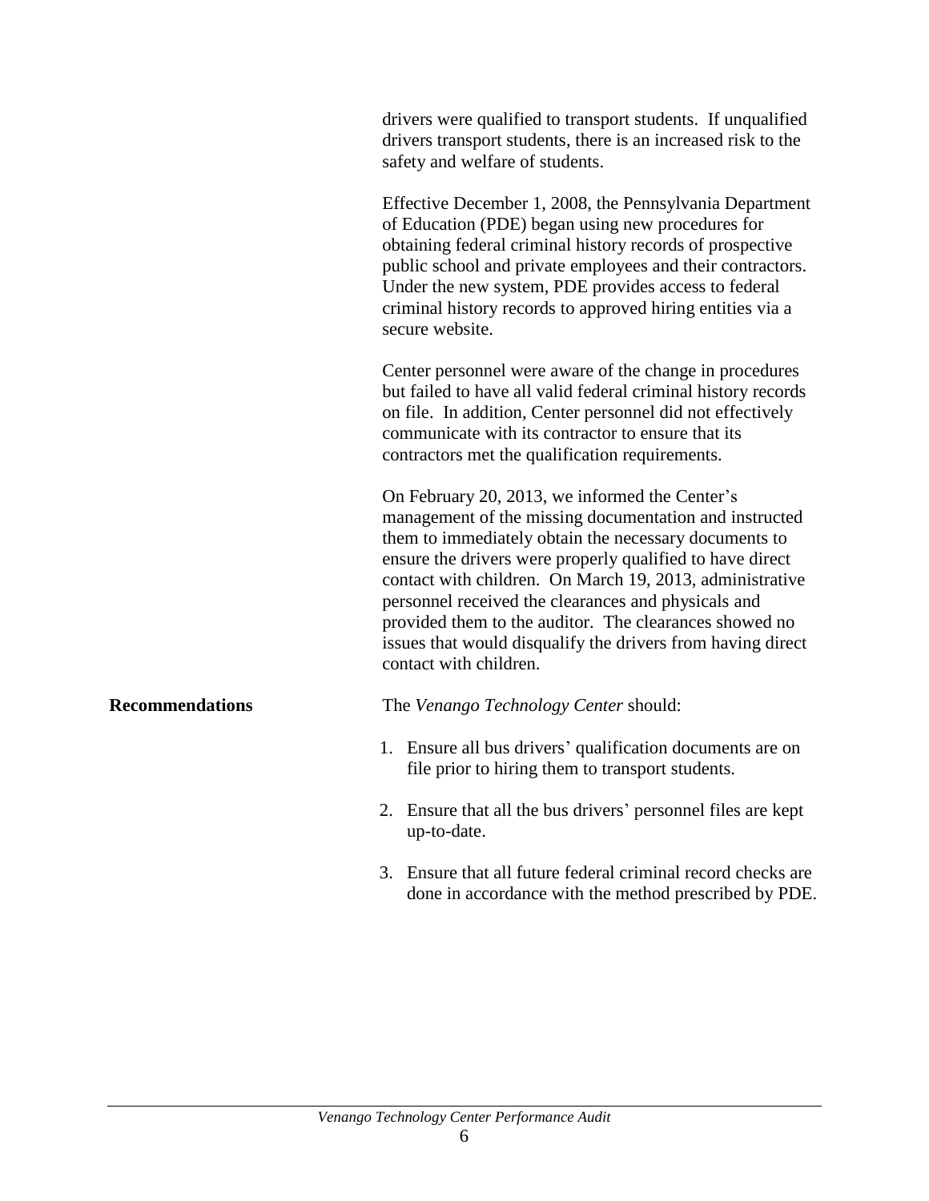drivers were qualified to transport students. If unqualified drivers transport students, there is an increased risk to the safety and welfare of students.

Effective December 1, 2008, the Pennsylvania Department of Education (PDE) began using new procedures for obtaining federal criminal history records of prospective public school and private employees and their contractors. Under the new system, PDE provides access to federal criminal history records to approved hiring entities via a secure website.

Center personnel were aware of the change in procedures but failed to have all valid federal criminal history records on file. In addition, Center personnel did not effectively communicate with its contractor to ensure that its contractors met the qualification requirements.

On February 20, 2013, we informed the Center's management of the missing documentation and instructed them to immediately obtain the necessary documents to ensure the drivers were properly qualified to have direct contact with children. On March 19, 2013, administrative personnel received the clearances and physicals and provided them to the auditor. The clearances showed no issues that would disqualify the drivers from having direct contact with children.

**Recommendations**

The *Venango Technology Center* should:

1. Ensure all bus drivers' qualification documents are on file prior to hiring them to transport students.
2. Ensure that all the bus drivers' personnel files are kept up-to-date.
3. Ensure that all future federal criminal record checks are done in accordance with the method prescribed by PDE.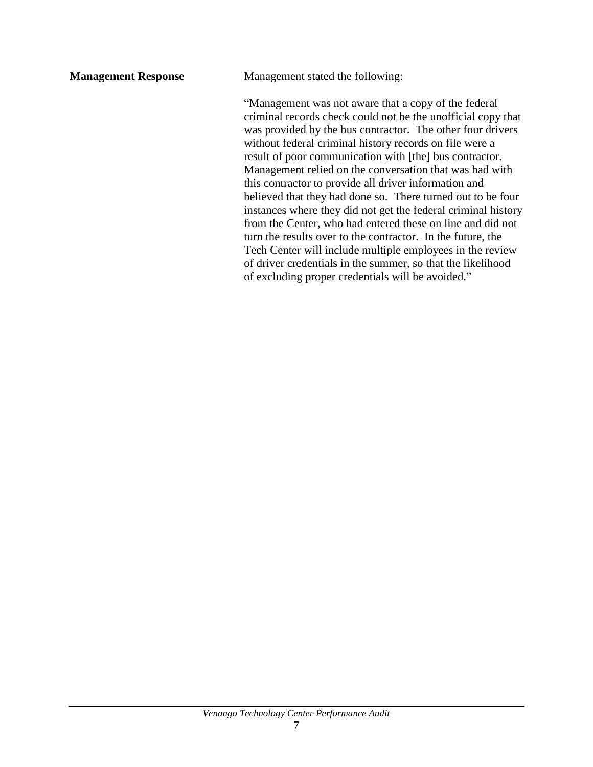**Management Response**

Management stated the following:

"Management was not aware that a copy of the federal criminal records check could not be the unofficial copy that was provided by the bus contractor. The other four drivers without federal criminal history records on file were a result of poor communication with [the] bus contractor. Management relied on the conversation that was had with this contractor to provide all driver information and believed that they had done so. There turned out to be four instances where they did not get the federal criminal history from the Center, who had entered these on line and did not turn the results over to the contractor. In the future, the Tech Center will include multiple employees in the review of driver credentials in the summer, so that the likelihood of excluding proper credentials will be avoided."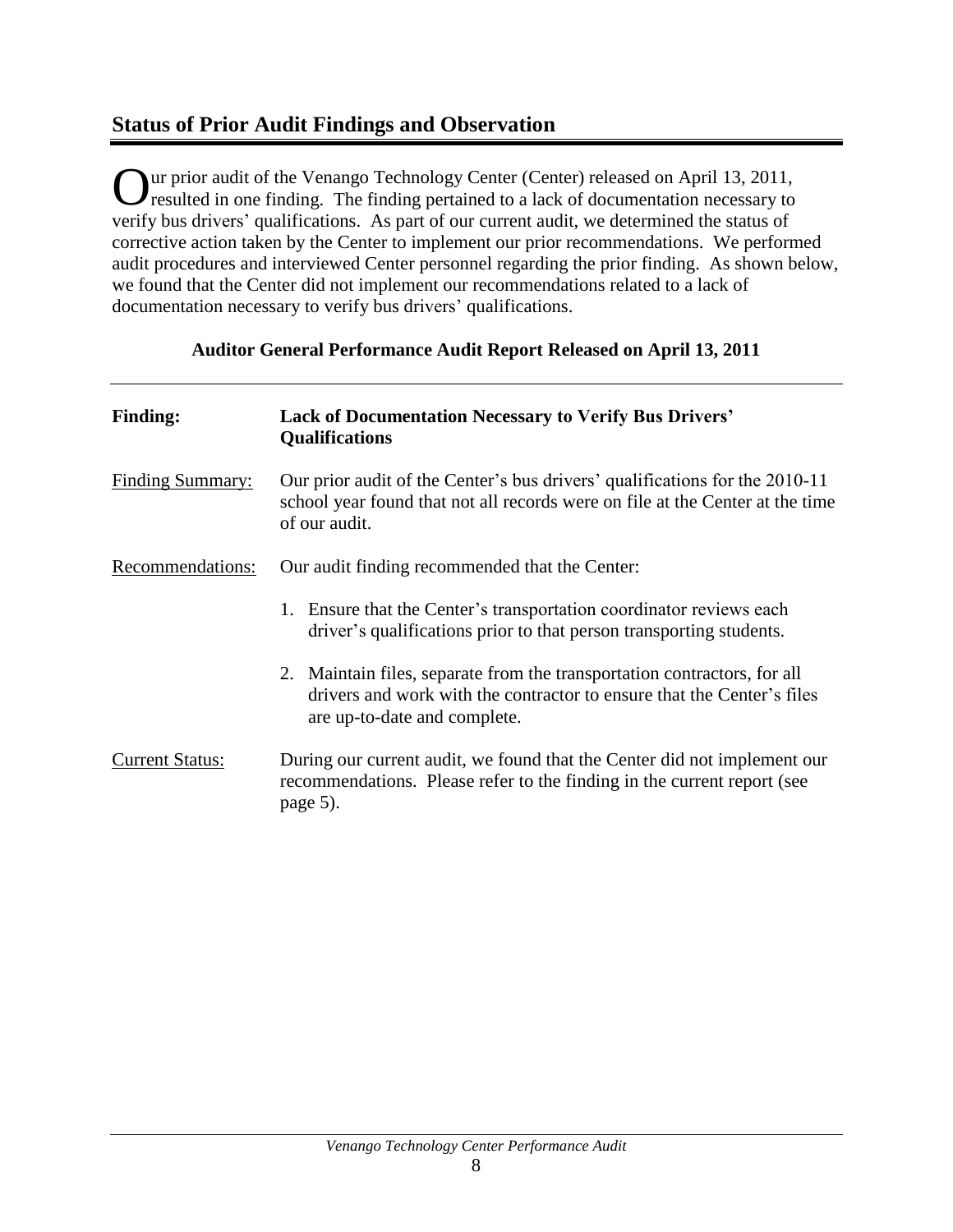## Status of Prior Audit Findings and Observation

Our prior audit of the Venango Technology Center (Center) released on April 13, 2011, resulted in one finding. The finding pertained to a lack of documentation necessary to verify bus drivers' qualifications. As part of our current audit, we determined the status of corrective action taken by the Center to implement our prior recommendations. We performed audit procedures and interviewed Center personnel regarding the prior finding. As shown below, we found that the Center did not implement our recommendations related to a lack of documentation necessary to verify bus drivers' qualifications.

**Auditor General Performance Audit Report Released on April 13, 2011**

---

**Finding:** **Lack of Documentation Necessary to Verify Bus Drivers' Qualifications**

<u>Finding Summary:</u> Our prior audit of the Center's bus drivers' qualifications for the 2010-11 school year found that not all records were on file at the Center at the time of our audit.

<u>Recommendations:</u> Our audit finding recommended that the Center:

1. Ensure that the Center's transportation coordinator reviews each driver's qualifications prior to that person transporting students.

2. Maintain files, separate from the transportation contractors, for all drivers and work with the contractor to ensure that the Center's files are up-to-date and complete.

<u>Current Status:</u> During our current audit, we found that the Center did not implement our recommendations. Please refer to the finding in the current report (see page 5).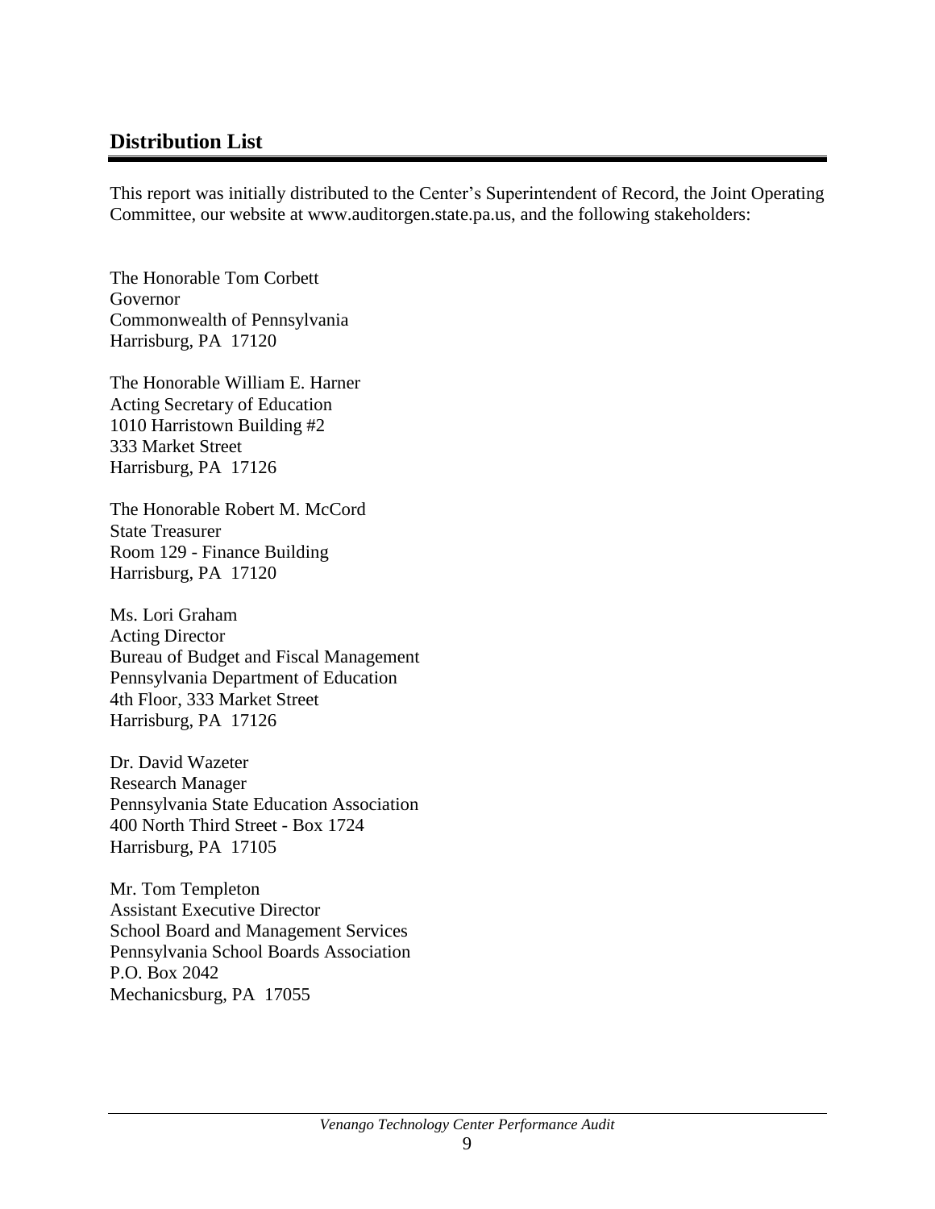## Distribution List

This report was initially distributed to the Center's Superintendent of Record, the Joint Operating Committee, our website at www.auditorgen.state.pa.us, and the following stakeholders:

The Honorable Tom Corbett
Governor
Commonwealth of Pennsylvania
Harrisburg, PA 17120

The Honorable William E. Harner
Acting Secretary of Education
1010 Harristown Building #2
333 Market Street
Harrisburg, PA 17126

The Honorable Robert M. McCord
State Treasurer
Room 129 - Finance Building
Harrisburg, PA 17120

Ms. Lori Graham
Acting Director
Bureau of Budget and Fiscal Management
Pennsylvania Department of Education
4th Floor, 333 Market Street
Harrisburg, PA 17126

Dr. David Wazeter
Research Manager
Pennsylvania State Education Association
400 North Third Street - Box 1724
Harrisburg, PA 17105

Mr. Tom Templeton
Assistant Executive Director
School Board and Management Services
Pennsylvania School Boards Association
P.O. Box 2042
Mechanicsburg, PA 17055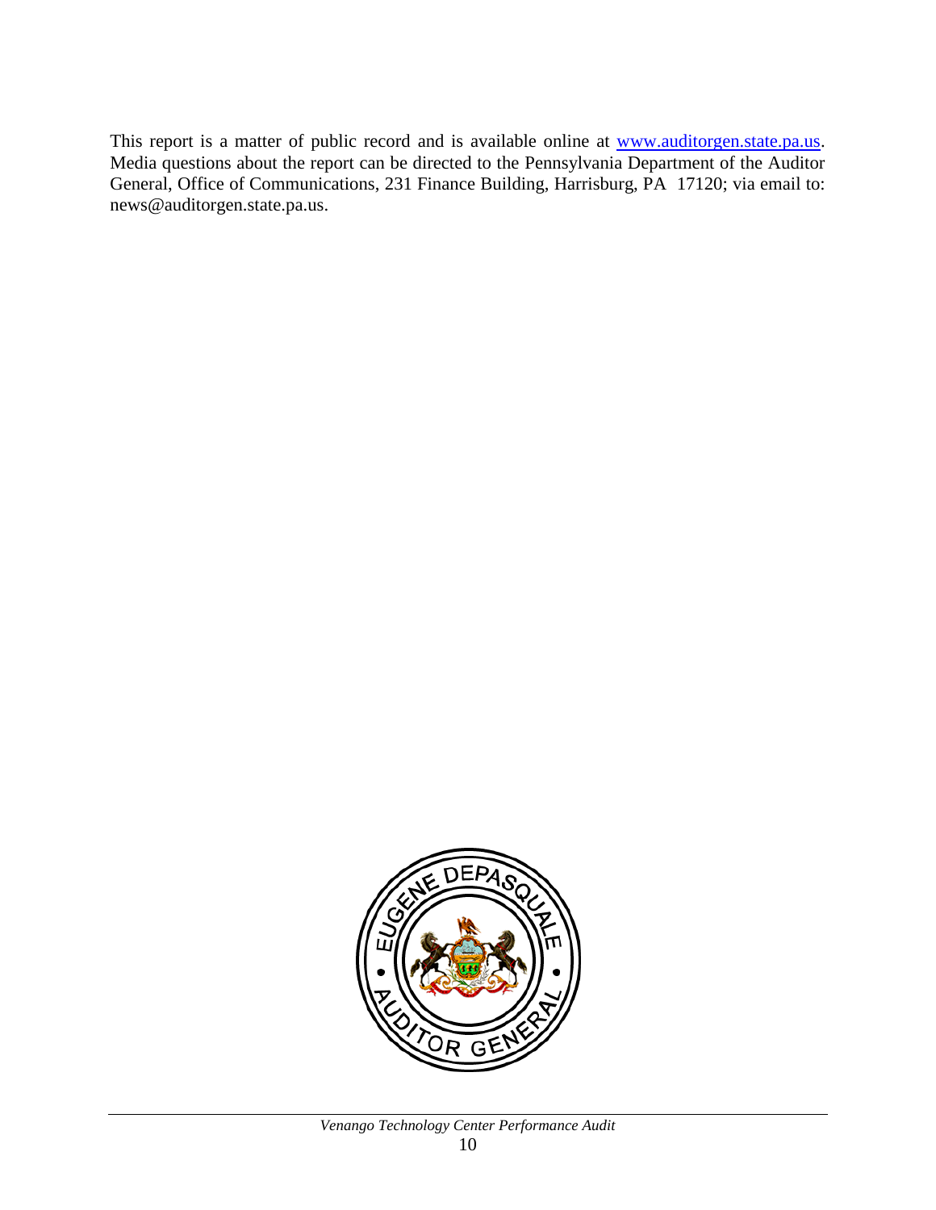This report is a matter of public record and is available online at [www.auditorgen.state.pa.us](http://www.auditorgen.state.pa.us). Media questions about the report can be directed to the Pennsylvania Department of the Auditor General, Office of Communications, 231 Finance Building, Harrisburg, PA 17120; via email to: news@auditorgen.state.pa.us.